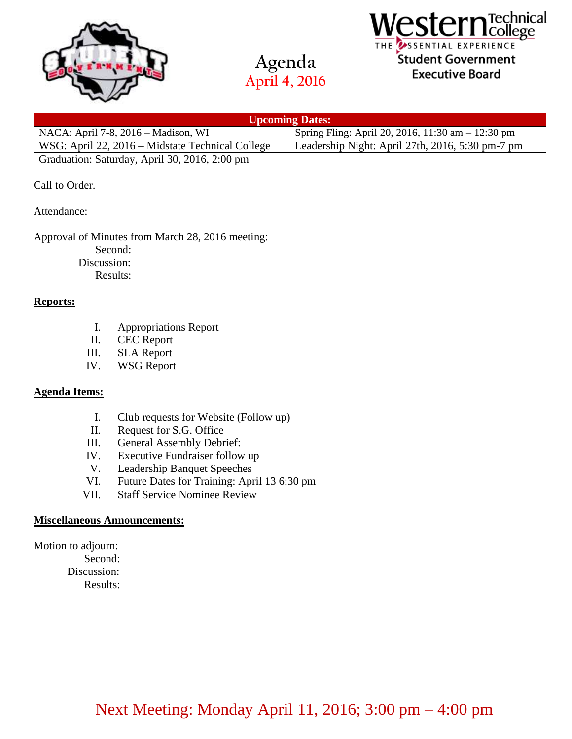# Agenda
## April 4, 2016

**Western Technical College**
THE ESSENTIAL EXPERIENCE
**Student Government**
**Executive Board**

| Upcoming Dates: | |
|---|---|
| NACA: April 7-8, 2016 – Madison, WI | Spring Fling: April 20, 2016, 11:30 am – 12:30 pm |
| WSG: April 22, 2016 – Midstate Technical College | Leadership Night: April 27th, 2016, 5:30 pm-7 pm |
| Graduation: Saturday, April 30, 2016, 2:00 pm | |

Call to Order.

Attendance:

Approval of Minutes from March 28, 2016 meeting:
Second:
Discussion:
Results:

**Reports:**

I. Appropriations Report
II. CEC Report
III. SLA Report
IV. WSG Report

**Agenda Items:**

I. Club requests for Website (Follow up)
II. Request for S.G. Office
III. General Assembly Debrief:
IV. Executive Fundraiser follow up
V. Leadership Banquet Speeches
VI. Future Dates for Training: April 13 6:30 pm
VII. Staff Service Nominee Review

**Miscellaneous Announcements:**

Motion to adjourn:
Second:
Discussion:
Results:

Next Meeting: Monday April 11, 2016; 3:00 pm – 4:00 pm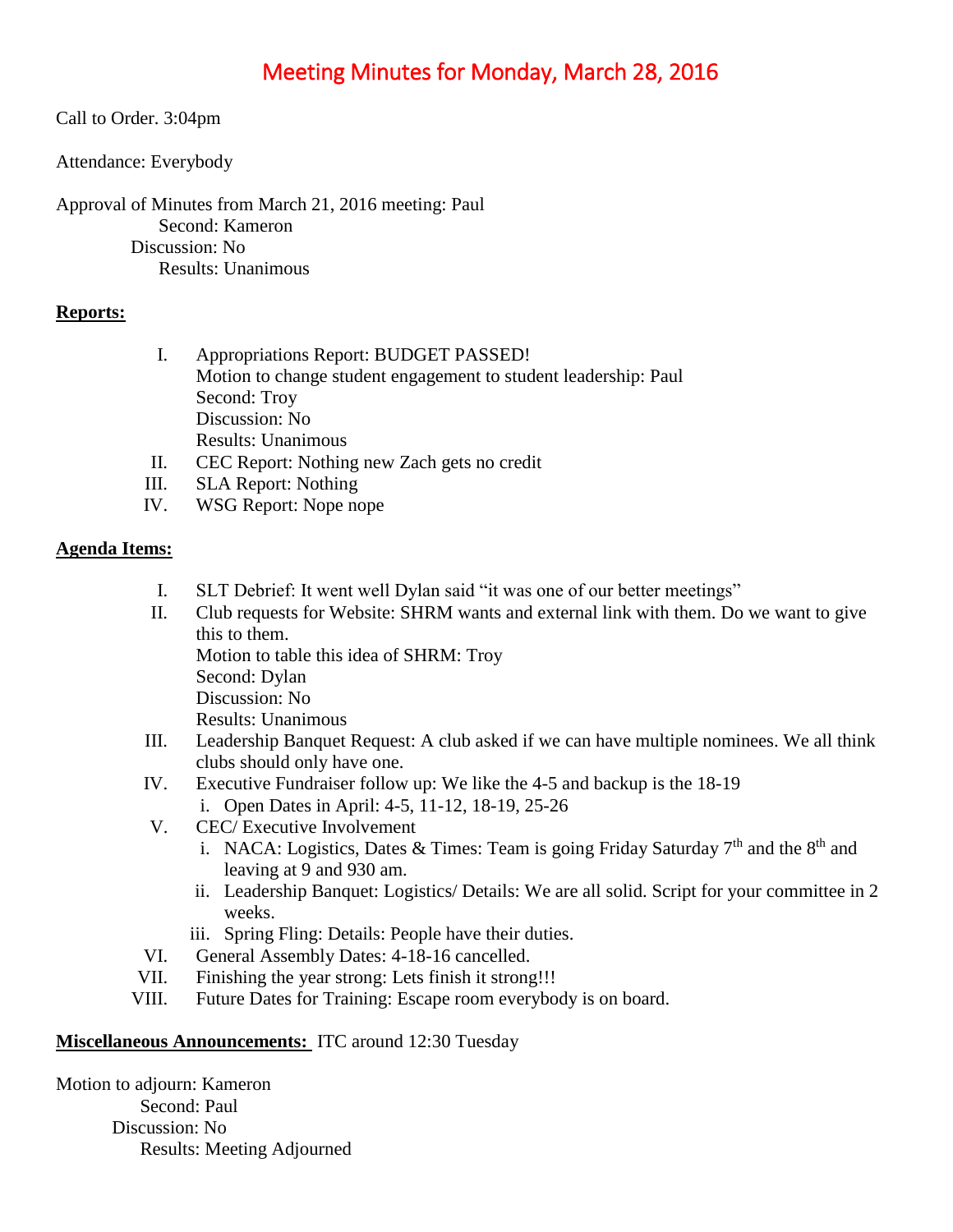# Meeting Minutes for Monday, March 28, 2016

Call to Order. 3:04pm

Attendance: Everybody

Approval of Minutes from March 21, 2016 meeting: Paul
Second: Kameron
Discussion: No
Results: Unanimous

**Reports:**

I. Appropriations Report: BUDGET PASSED!
   Motion to change student engagement to student leadership: Paul
   Second: Troy
   Discussion: No
   Results: Unanimous
II. CEC Report: Nothing new Zach gets no credit
III. SLA Report: Nothing
IV. WSG Report: Nope nope

**Agenda Items:**

I. SLT Debrief: It went well Dylan said "it was one of our better meetings"
II. Club requests for Website: SHRM wants and external link with them. Do we want to give this to them.
   Motion to table this idea of SHRM: Troy
   Second: Dylan
   Discussion: No
   Results: Unanimous
III. Leadership Banquet Request: A club asked if we can have multiple nominees. We all think clubs should only have one.
IV. Executive Fundraiser follow up: We like the 4-5 and backup is the 18-19
   i. Open Dates in April: 4-5, 11-12, 18-19, 25-26
V. CEC/ Executive Involvement
   i. NACA: Logistics, Dates & Times: Team is going Friday Saturday 7th and the 8th and leaving at 9 and 930 am.
   ii. Leadership Banquet: Logistics/ Details: We are all solid. Script for your committee in 2 weeks.
   iii. Spring Fling: Details: People have their duties.
VI. General Assembly Dates: 4-18-16 cancelled.
VII. Finishing the year strong: Lets finish it strong!!!
VIII. Future Dates for Training: Escape room everybody is on board.

**Miscellaneous Announcements:** ITC around 12:30 Tuesday

Motion to adjourn: Kameron
Second: Paul
Discussion: No
Results: Meeting Adjourned